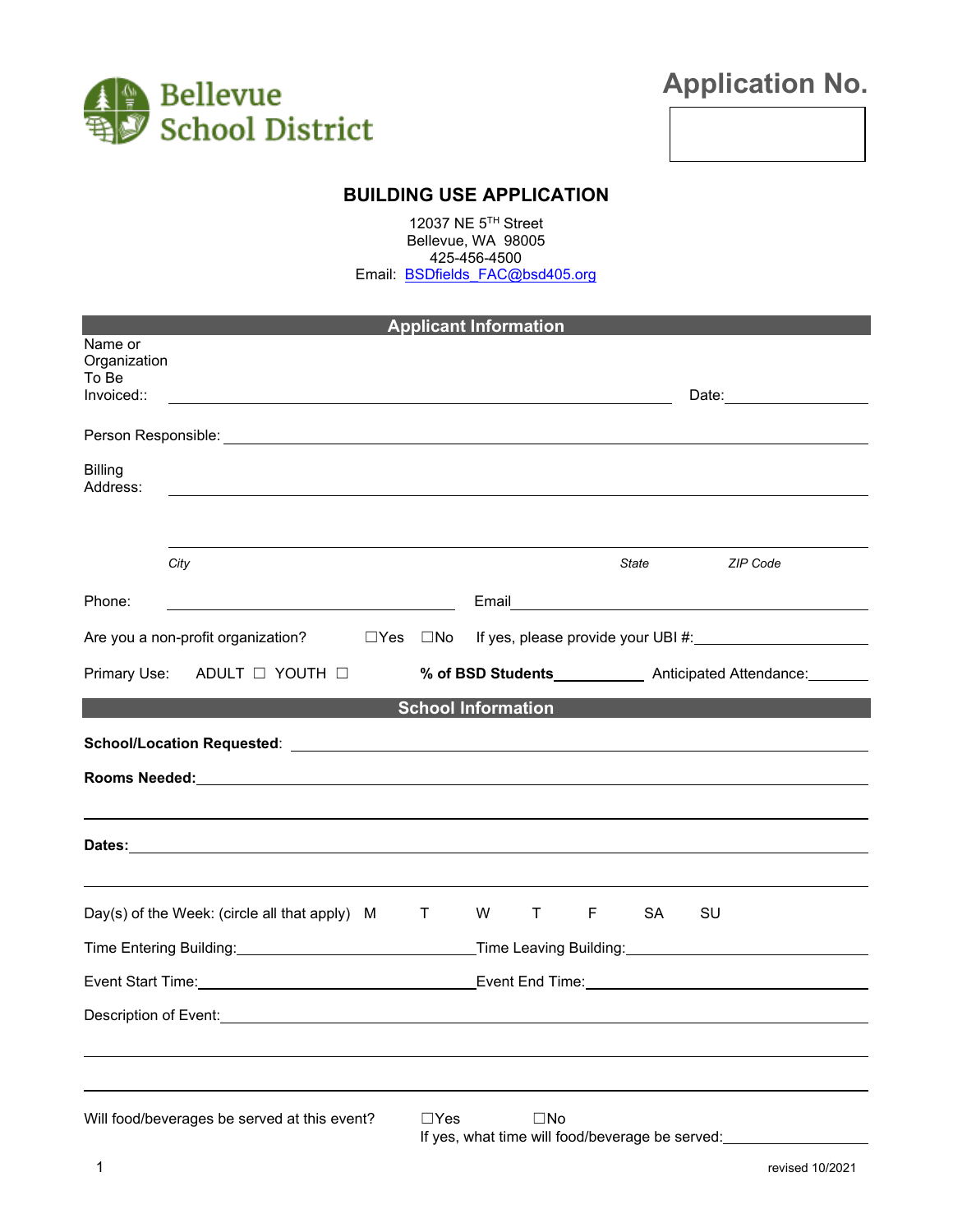Bellevue School District

# Application No.

## BUILDING USE APPLICATION

12037 NE 5TH Street
Bellevue, WA 98005
425-456-4500
Email: BSDfields_FAC@bsd405.org

### Applicant Information

Name or Organization To Be Invoiced:: ______________________ Date: __________

Person Responsible: ______________________

Billing Address: ______________________

______________________

*City* *State* *ZIP Code*

Phone: ______________________ Email ______________________

Are you a non-profit organization? ☐Yes ☐No If yes, please provide your UBI #: __________

Primary Use: ADULT ☐ YOUTH ☐ **% of BSD Students** __________ Anticipated Attendance: __________

### School Information

**School/Location Requested**: ______________________

**Rooms Needed:** ______________________

______________________

**Dates:** ______________________

______________________

Day(s) of the Week: (circle all that apply) M T W T F SA SU

Time Entering Building: ______________ Time Leaving Building: ______________

Event Start Time: ______________ Event End Time: ______________

Description of Event: ______________________

______________________

______________________

Will food/beverages be served at this event? ☐Yes ☐No
If yes, what time will food/beverage be served: __________

revised 10/2021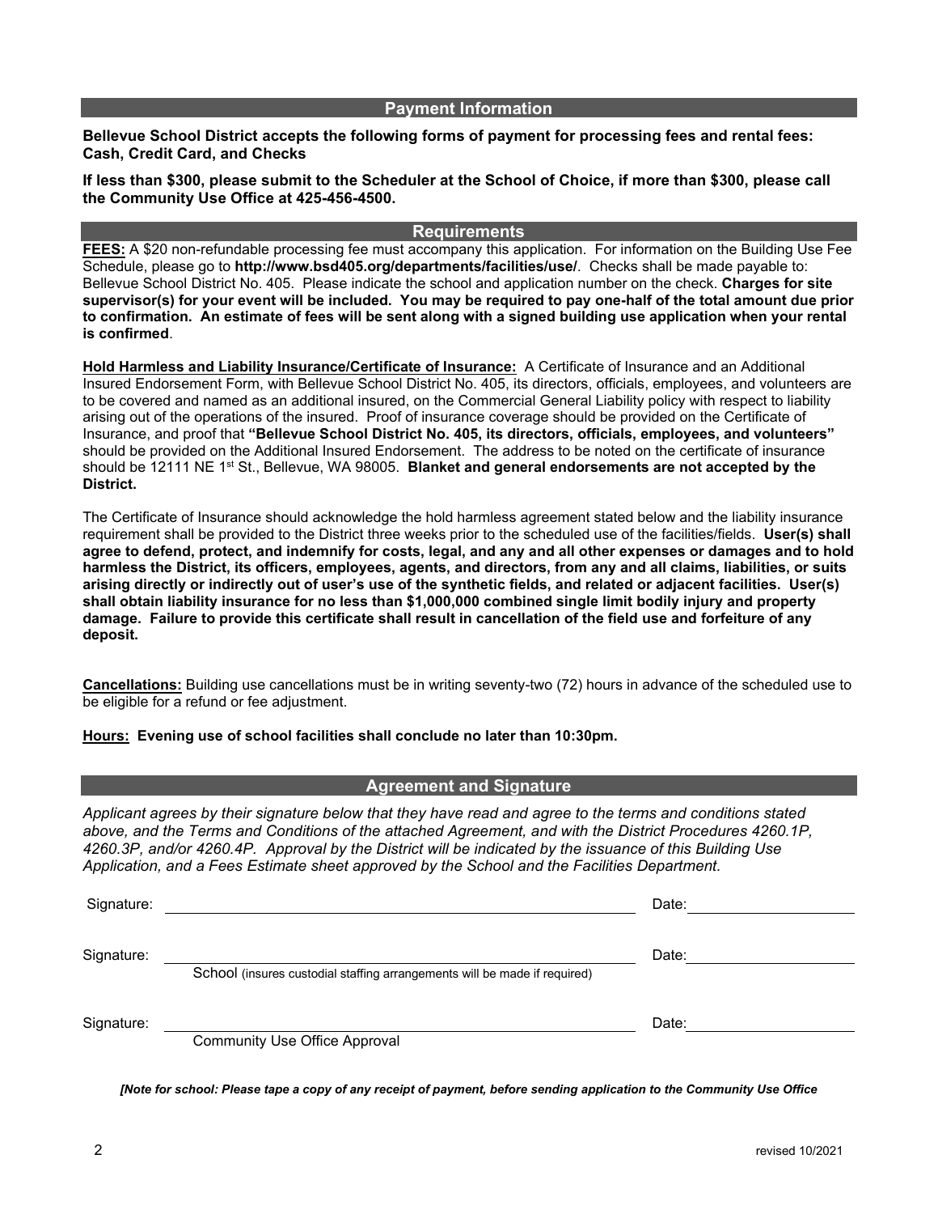## Payment Information

**Bellevue School District accepts the following forms of payment for processing fees and rental fees: Cash, Credit Card, and Checks**

**If less than $300, please submit to the Scheduler at the School of Choice, if more than $300, please call the Community Use Office at 425-456-4500.**

## Requirements

**FEES:** A $20 non-refundable processing fee must accompany this application. For information on the Building Use Fee Schedule, please go to **http://www.bsd405.org/departments/facilities/use/**. Checks shall be made payable to: Bellevue School District No. 405. Please indicate the school and application number on the check. **Charges for site supervisor(s) for your event will be included. You may be required to pay one-half of the total amount due prior to confirmation. An estimate of fees will be sent along with a signed building use application when your rental is confirmed**.

**Hold Harmless and Liability Insurance/Certificate of Insurance:** A Certificate of Insurance and an Additional Insured Endorsement Form, with Bellevue School District No. 405, its directors, officials, employees, and volunteers are to be covered and named as an additional insured, on the Commercial General Liability policy with respect to liability arising out of the operations of the insured. Proof of insurance coverage should be provided on the Certificate of Insurance, and proof that **"Bellevue School District No. 405, its directors, officials, employees, and volunteers"** should be provided on the Additional Insured Endorsement. The address to be noted on the certificate of insurance should be 12111 NE 1st St., Bellevue, WA 98005. **Blanket and general endorsements are not accepted by the District.**

The Certificate of Insurance should acknowledge the hold harmless agreement stated below and the liability insurance requirement shall be provided to the District three weeks prior to the scheduled use of the facilities/fields. **User(s) shall agree to defend, protect, and indemnify for costs, legal, and any and all other expenses or damages and to hold harmless the District, its officers, employees, agents, and directors, from any and all claims, liabilities, or suits arising directly or indirectly out of user's use of the synthetic fields, and related or adjacent facilities. User(s) shall obtain liability insurance for no less than $1,000,000 combined single limit bodily injury and property damage. Failure to provide this certificate shall result in cancellation of the field use and forfeiture of any deposit.**

**Cancellations:** Building use cancellations must be in writing seventy-two (72) hours in advance of the scheduled use to be eligible for a refund or fee adjustment.

**Hours: Evening use of school facilities shall conclude no later than 10:30pm.**

## Agreement and Signature

*Applicant agrees by their signature below that they have read and agree to the terms and conditions stated above, and the Terms and Conditions of the attached Agreement, and with the District Procedures 4260.1P, 4260.3P, and/or 4260.4P. Approval by the District will be indicated by the issuance of this Building Use Application, and a Fees Estimate sheet approved by the School and the Facilities Department.*

Signature: ______________________________ Date: ______________

Signature: ______________________________ Date: ______________
School (insures custodial staffing arrangements will be made if required)

Signature: ______________________________ Date: ______________
Community Use Office Approval

***[Note for school: Please tape a copy of any receipt of payment, before sending application to the Community Use Office***

revised 10/2021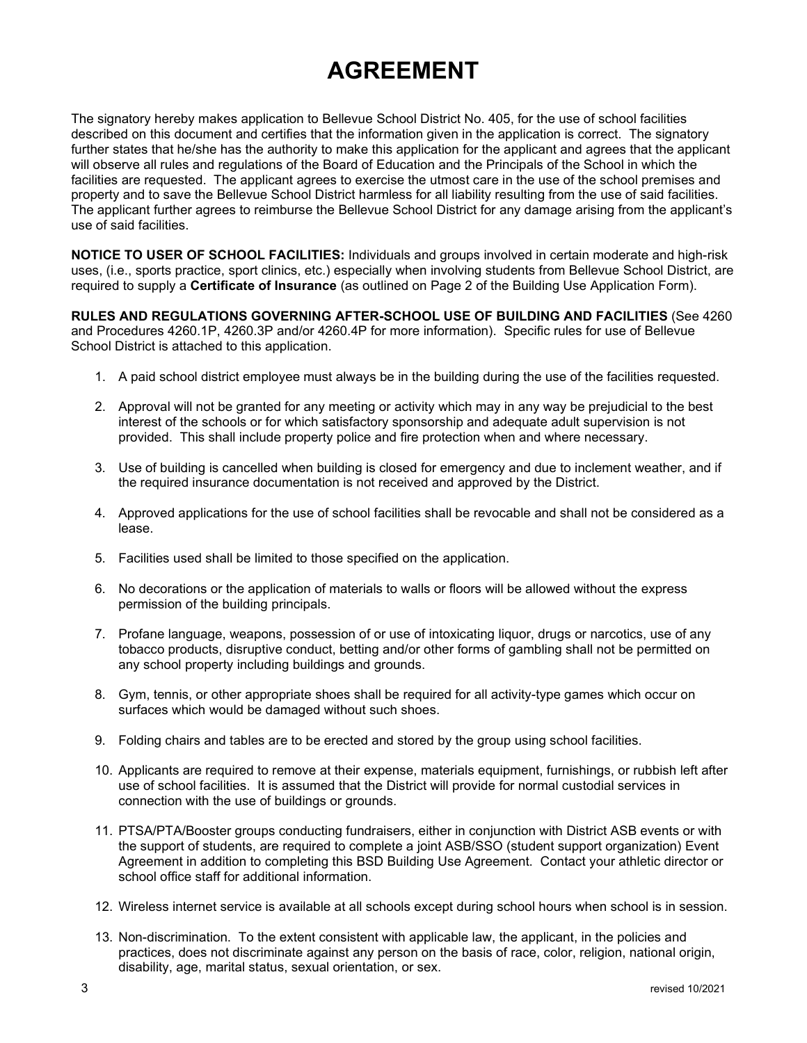# AGREEMENT

The signatory hereby makes application to Bellevue School District No. 405, for the use of school facilities described on this document and certifies that the information given in the application is correct. The signatory further states that he/she has the authority to make this application for the applicant and agrees that the applicant will observe all rules and regulations of the Board of Education and the Principals of the School in which the facilities are requested. The applicant agrees to exercise the utmost care in the use of the school premises and property and to save the Bellevue School District harmless for all liability resulting from the use of said facilities. The applicant further agrees to reimburse the Bellevue School District for any damage arising from the applicant's use of said facilities.

**NOTICE TO USER OF SCHOOL FACILITIES:** Individuals and groups involved in certain moderate and high-risk uses, (i.e., sports practice, sport clinics, etc.) especially when involving students from Bellevue School District, are required to supply a **Certificate of Insurance** (as outlined on Page 2 of the Building Use Application Form).

**RULES AND REGULATIONS GOVERNING AFTER-SCHOOL USE OF BUILDING AND FACILITIES** (See 4260 and Procedures 4260.1P, 4260.3P and/or 4260.4P for more information). Specific rules for use of Bellevue School District is attached to this application.

1. A paid school district employee must always be in the building during the use of the facilities requested.

2. Approval will not be granted for any meeting or activity which may in any way be prejudicial to the best interest of the schools or for which satisfactory sponsorship and adequate adult supervision is not provided. This shall include property police and fire protection when and where necessary.

3. Use of building is cancelled when building is closed for emergency and due to inclement weather, and if the required insurance documentation is not received and approved by the District.

4. Approved applications for the use of school facilities shall be revocable and shall not be considered as a lease.

5. Facilities used shall be limited to those specified on the application.

6. No decorations or the application of materials to walls or floors will be allowed without the express permission of the building principals.

7. Profane language, weapons, possession of or use of intoxicating liquor, drugs or narcotics, use of any tobacco products, disruptive conduct, betting and/or other forms of gambling shall not be permitted on any school property including buildings and grounds.

8. Gym, tennis, or other appropriate shoes shall be required for all activity-type games which occur on surfaces which would be damaged without such shoes.

9. Folding chairs and tables are to be erected and stored by the group using school facilities.

10. Applicants are required to remove at their expense, materials equipment, furnishings, or rubbish left after use of school facilities. It is assumed that the District will provide for normal custodial services in connection with the use of buildings or grounds.

11. PTSA/PTA/Booster groups conducting fundraisers, either in conjunction with District ASB events or with the support of students, are required to complete a joint ASB/SSO (student support organization) Event Agreement in addition to completing this BSD Building Use Agreement. Contact your athletic director or school office staff for additional information.

12. Wireless internet service is available at all schools except during school hours when school is in session.

13. Non-discrimination. To the extent consistent with applicable law, the applicant, in the policies and practices, does not discriminate against any person on the basis of race, color, religion, national origin, disability, age, marital status, sexual orientation, or sex.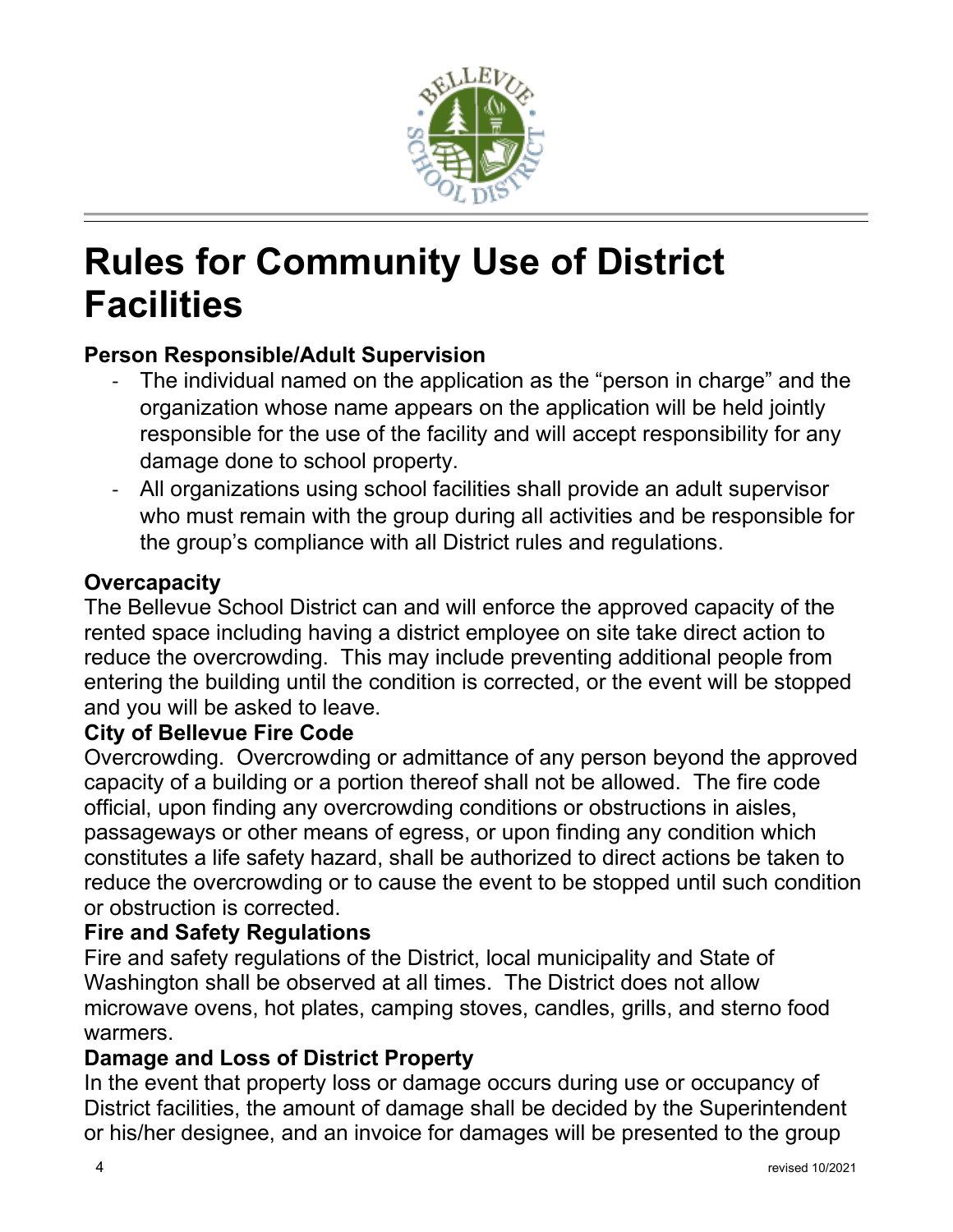# Rules for Community Use of District Facilities

**Person Responsible/Adult Supervision**

- The individual named on the application as the "person in charge" and the organization whose name appears on the application will be held jointly responsible for the use of the facility and will accept responsibility for any damage done to school property.
- All organizations using school facilities shall provide an adult supervisor who must remain with the group during all activities and be responsible for the group's compliance with all District rules and regulations.

**Overcapacity**

The Bellevue School District can and will enforce the approved capacity of the rented space including having a district employee on site take direct action to reduce the overcrowding. This may include preventing additional people from entering the building until the condition is corrected, or the event will be stopped and you will be asked to leave.

**City of Bellevue Fire Code**

Overcrowding. Overcrowding or admittance of any person beyond the approved capacity of a building or a portion thereof shall not be allowed. The fire code official, upon finding any overcrowding conditions or obstructions in aisles, passageways or other means of egress, or upon finding any condition which constitutes a life safety hazard, shall be authorized to direct actions be taken to reduce the overcrowding or to cause the event to be stopped until such condition or obstruction is corrected.

**Fire and Safety Regulations**

Fire and safety regulations of the District, local municipality and State of Washington shall be observed at all times. The District does not allow microwave ovens, hot plates, camping stoves, candles, grills, and sterno food warmers.

**Damage and Loss of District Property**

In the event that property loss or damage occurs during use or occupancy of District facilities, the amount of damage shall be decided by the Superintendent or his/her designee, and an invoice for damages will be presented to the group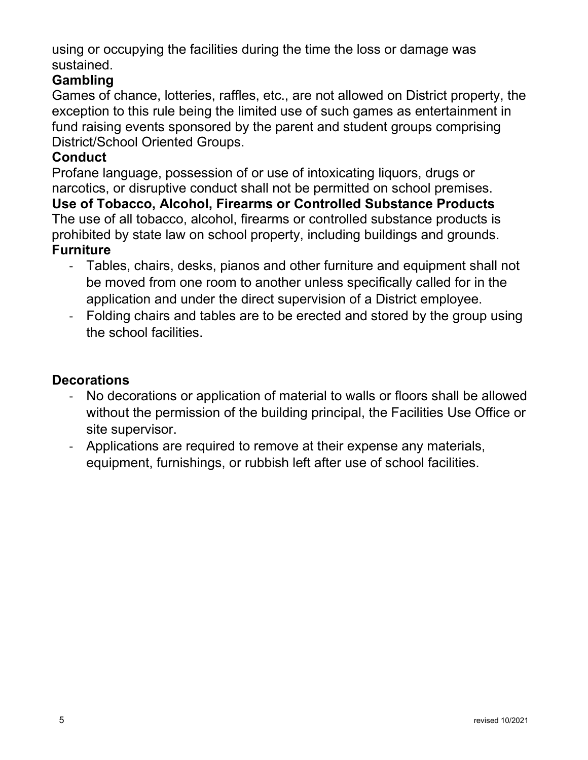using or occupying the facilities during the time the loss or damage was sustained.

**Gambling**

Games of chance, lotteries, raffles, etc., are not allowed on District property, the exception to this rule being the limited use of such games as entertainment in fund raising events sponsored by the parent and student groups comprising District/School Oriented Groups.

**Conduct**

Profane language, possession of or use of intoxicating liquors, drugs or narcotics, or disruptive conduct shall not be permitted on school premises.

**Use of Tobacco, Alcohol, Firearms or Controlled Substance Products**

The use of all tobacco, alcohol, firearms or controlled substance products is prohibited by state law on school property, including buildings and grounds.

**Furniture**

- Tables, chairs, desks, pianos and other furniture and equipment shall not be moved from one room to another unless specifically called for in the application and under the direct supervision of a District employee.
- Folding chairs and tables are to be erected and stored by the group using the school facilities.

**Decorations**

- No decorations or application of material to walls or floors shall be allowed without the permission of the building principal, the Facilities Use Office or site supervisor.
- Applications are required to remove at their expense any materials, equipment, furnishings, or rubbish left after use of school facilities.